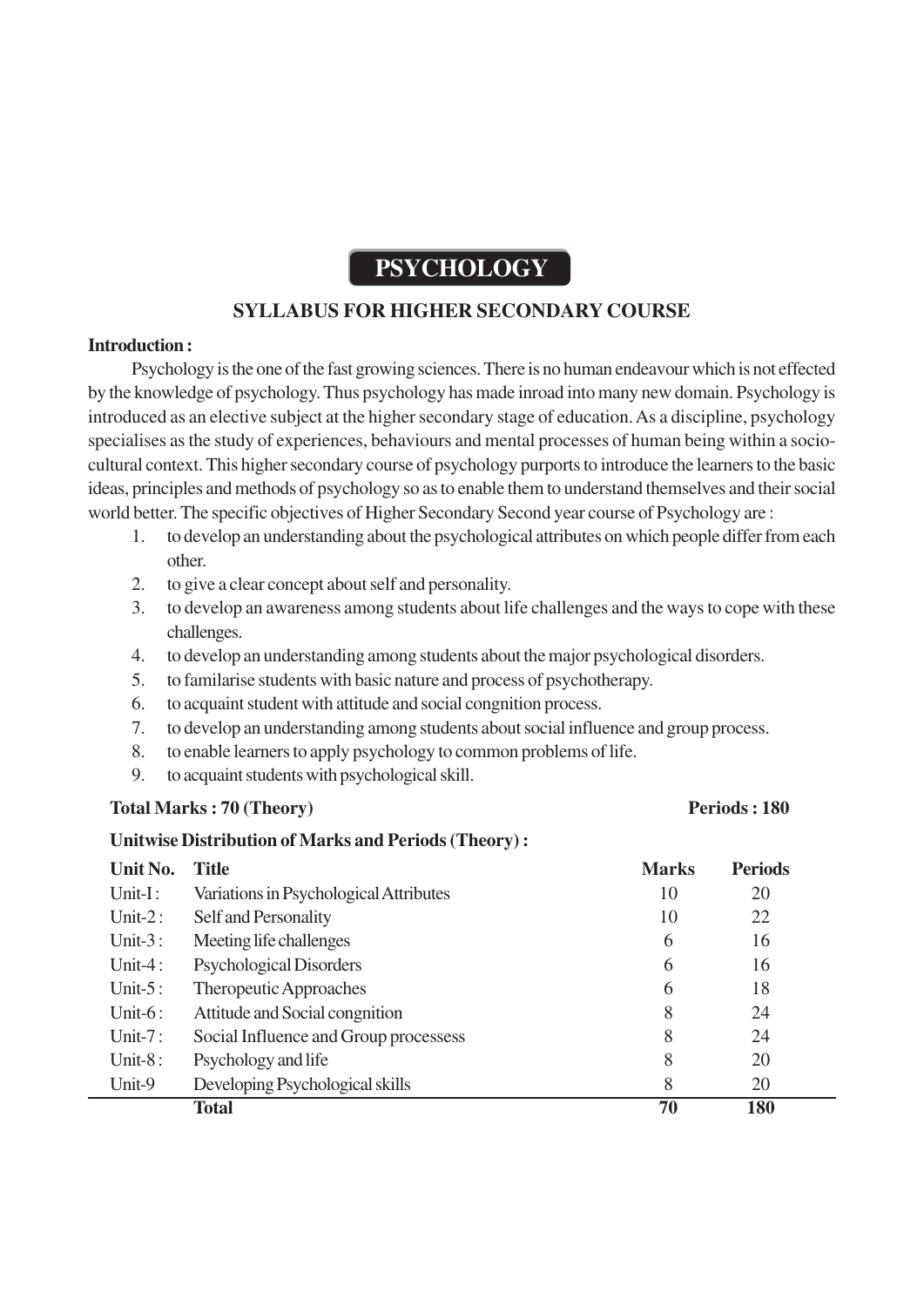# PSYCHOLOGY

## SYLLABUS FOR HIGHER SECONDARY COURSE

**Introduction :**

Psychology is the one of the fast growing sciences. There is no human endeavour which is not effected by the knowledge of psychology. Thus psychology has made inroad into many new domain. Psychology is introduced as an elective subject at the higher secondary stage of education. As a discipline, psychology specialises as the study of experiences, behaviours and mental processes of human being within a socio-cultural context. This higher secondary course of psychology purports to introduce the learners to the basic ideas, principles and methods of psychology so as to enable them to understand themselves and their social world better. The specific objectives of Higher Secondary Second year course of Psychology are :

1. to develop an understanding about the psychological attributes on which people differ from each other.
2. to give a clear concept about self and personality.
3. to develop an awareness among students about life challenges and the ways to cope with these challenges.
4. to develop an understanding among students about the major psychological disorders.
5. to familarise students with basic nature and process of psychotherapy.
6. to acquaint student with attitude and social congnition process.
7. to develop an understanding among students about social influence and group process.
8. to enable learners to apply psychology to common problems of life.
9. to acquaint students with psychological skill.

**Total Marks : 70 (Theory)** **Periods : 180**

**Unitwise Distribution of Marks and Periods (Theory) :**

| Unit No. | Title | Marks | Periods |
|---|---|---|---|
| Unit-I : | Variations in Psychological Attributes | 10 | 20 |
| Unit-2 : | Self and Personality | 10 | 22 |
| Unit-3 : | Meeting life challenges | 6 | 16 |
| Unit-4 : | Psychological Disorders | 6 | 16 |
| Unit-5 : | Theropeutic Approaches | 6 | 18 |
| Unit-6 : | Attitude and Social congnition | 8 | 24 |
| Unit-7 : | Social Influence and Group processess | 8 | 24 |
| Unit-8 : | Psychology and life | 8 | 20 |
| Unit-9 | Developing Psychological skills | 8 | 20 |
| | **Total** | **70** | **180** |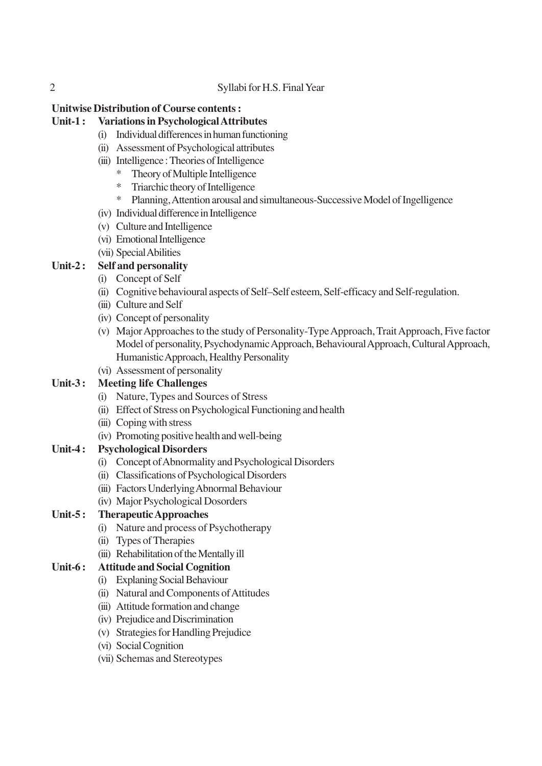**Unitwise Distribution of Course contents :**

**Unit-1 : Variations in Psychological Attributes**

- (i) Individual differences in human functioning
- (ii) Assessment of Psychological attributes
- (iii) Intelligence : Theories of Intelligence
  - * Theory of Multiple Intelligence
  - * Triarchic theory of Intelligence
  - * Planning, Attention arousal and simultaneous-Successive Model of Ingelligence
- (iv) Individual difference in Intelligence
- (v) Culture and Intelligence
- (vi) Emotional Intelligence
- (vii) Special Abilities

**Unit-2 : Self and personality**

- (i) Concept of Self
- (ii) Cognitive behavioural aspects of Self–Self esteem, Self-efficacy and Self-regulation.
- (iii) Culture and Self
- (iv) Concept of personality
- (v) Major Approaches to the study of Personality-Type Approach, Trait Approach, Five factor Model of personality, Psychodynamic Approach, Behavioural Approach, Cultural Approach, Humanistic Approach, Healthy Personality
- (vi) Assessment of personality

**Unit-3 : Meeting life Challenges**

- (i) Nature, Types and Sources of Stress
- (ii) Effect of Stress on Psychological Functioning and health
- (iii) Coping with stress
- (iv) Promoting positive health and well-being

**Unit-4 : Psychological Disorders**

- (i) Concept of Abnormality and Psychological Disorders
- (ii) Classifications of Psychological Disorders
- (iii) Factors Underlying Abnormal Behaviour
- (iv) Major Psychological Dosorders

**Unit-5 : Therapeutic Approaches**

- (i) Nature and process of Psychotherapy
- (ii) Types of Therapies
- (iii) Rehabilitation of the Mentally ill

**Unit-6 : Attitude and Social Cognition**

- (i) Explaning Social Behaviour
- (ii) Natural and Components of Attitudes
- (iii) Attitude formation and change
- (iv) Prejudice and Discrimination
- (v) Strategies for Handling Prejudice
- (vi) Social Cognition
- (vii) Schemas and Stereotypes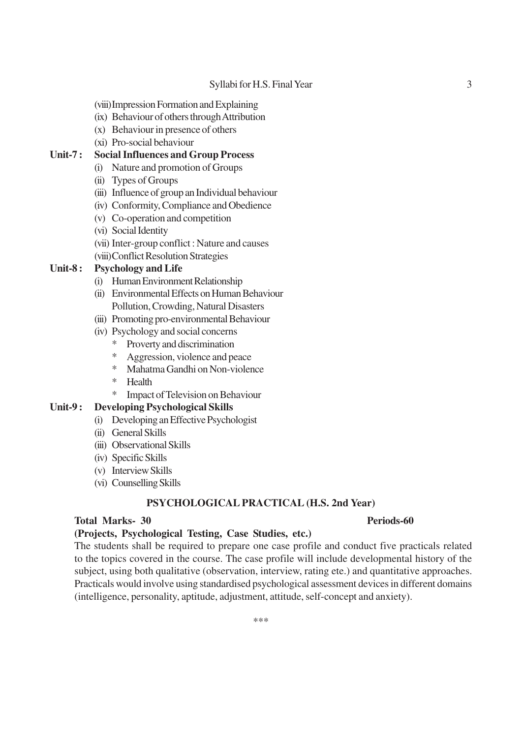(viii) Impression Formation and Explaining

(ix) Behaviour of others through Attribution

(x) Behaviour in presence of others

(xi) Pro-social behaviour

**Unit-7 : Social Influences and Group Process**

(i) Nature and promotion of Groups

(ii) Types of Groups

(iii) Influence of group an Individual behaviour

(iv) Conformity, Compliance and Obedience

(v) Co-operation and competition

(vi) Social Identity

(vii) Inter-group conflict : Nature and causes

(viii) Conflict Resolution Strategies

**Unit-8 : Psychology and Life**

(i) Human Environment Relationship

(ii) Environmental Effects on Human Behaviour
Pollution, Crowding, Natural Disasters

(iii) Promoting pro-environmental Behaviour

(iv) Psychology and social concerns

* Proverty and discrimination
* Aggression, violence and peace
* Mahatma Gandhi on Non-violence
* Health
* Impact of Television on Behaviour

**Unit-9 : Developing Psychological Skills**

(i) Developing an Effective Psychologist

(ii) General Skills

(iii) Observational Skills

(iv) Specific Skills

(v) Interview Skills

(vi) Counselling Skills

## PSYCHOLOGICAL PRACTICAL (H.S. 2nd Year)

**Total Marks- 30** **Periods-60**

**(Projects, Psychological Testing, Case Studies, etc.)**

The students shall be required to prepare one case profile and conduct five practicals related to the topics covered in the course. The case profile will include developmental history of the subject, using both qualitative (observation, interview, rating ete.) and quantitative approaches. Practicals would involve using standardised psychological assessment devices in different domains (intelligence, personality, aptitude, adjustment, attitude, self-concept and anxiety).

\*\*\*